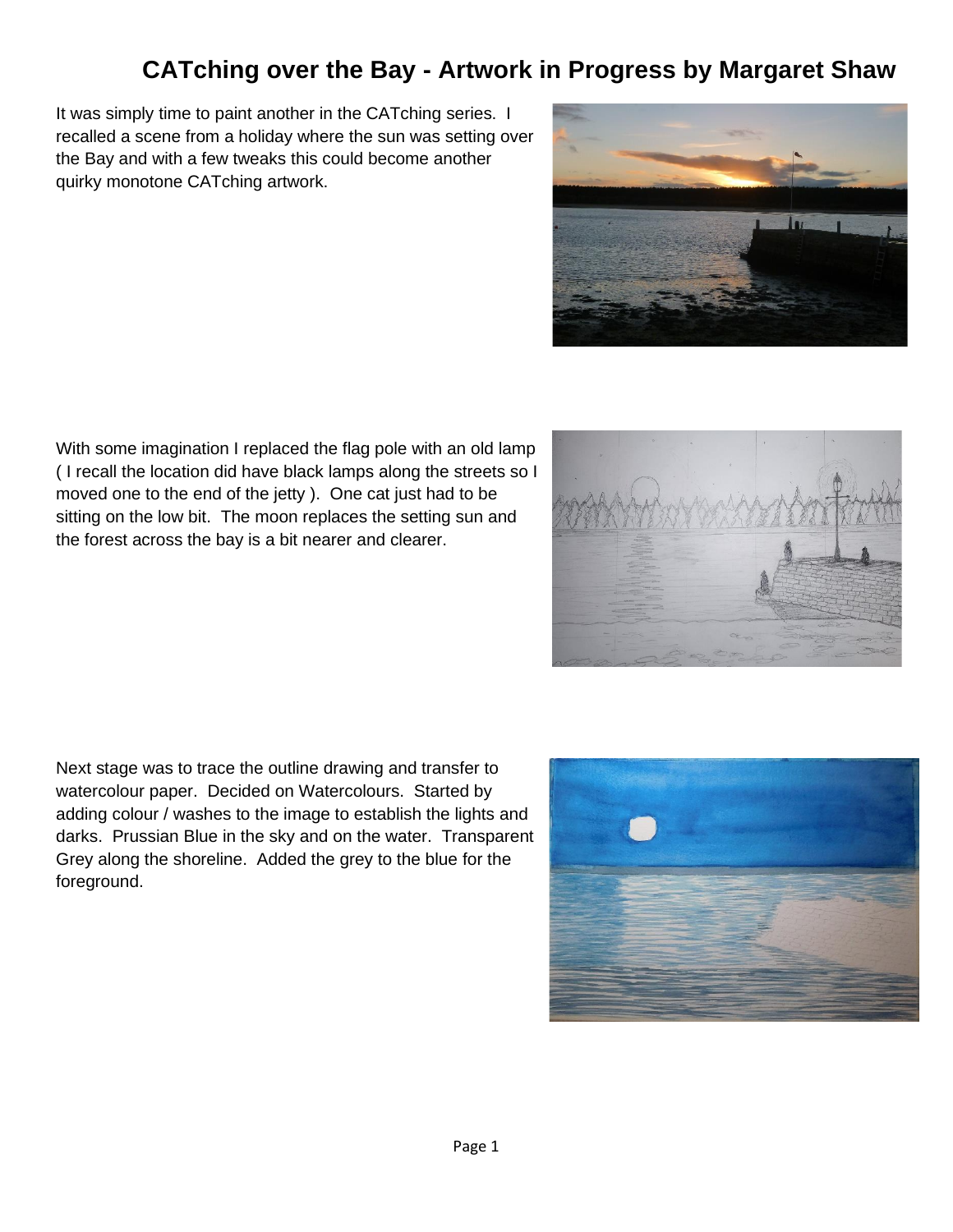# CATching over the Bay - Artwork in Progress by Margaret Shaw

It was simply time to paint another in the CATching series. I recalled a scene from a holiday where the sun was setting over the Bay and with a few tweaks this could become another quirky monotone CATching artwork.

With some imagination I replaced the flag pole with an old lamp ( I recall the location did have black lamps along the streets so I moved one to the end of the jetty ). One cat just had to be sitting on the low bit. The moon replaces the setting sun and the forest across the bay is a bit nearer and clearer.

Next stage was to trace the outline drawing and transfer to watercolour paper. Decided on Watercolours. Started by adding colour / washes to the image to establish the lights and darks. Prussian Blue in the sky and on the water. Transparent Grey along the shoreline. Added the grey to the blue for the foreground.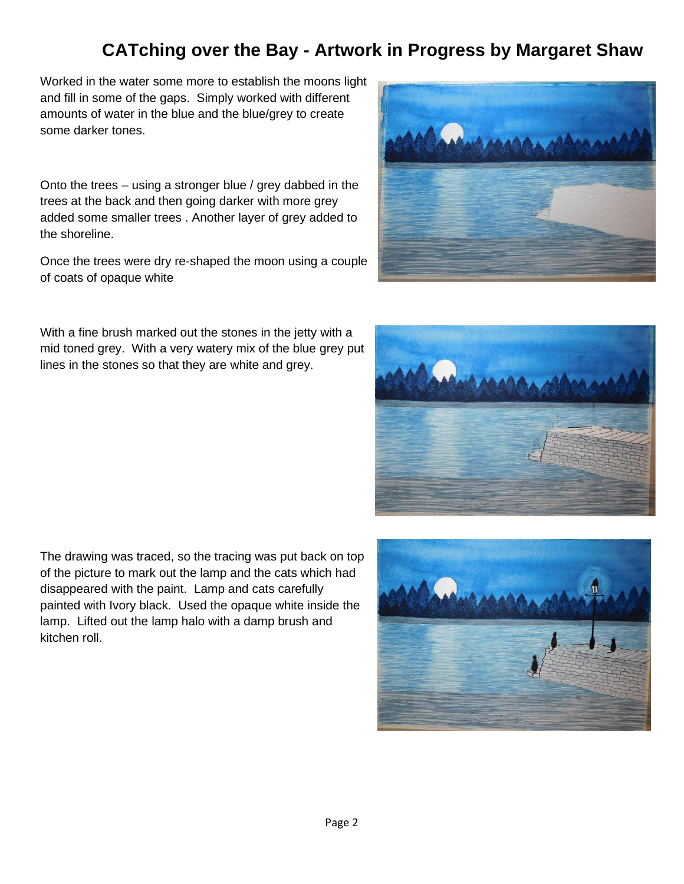# CATching over the Bay - Artwork in Progress by Margaret Shaw

Worked in the water some more to establish the moons light and fill in some of the gaps. Simply worked with different amounts of water in the blue and the blue/grey to create some darker tones.

Onto the trees – using a stronger blue / grey dabbed in the trees at the back and then going darker with more grey added some smaller trees . Another layer of grey added to the shoreline.

Once the trees were dry re-shaped the moon using a couple of coats of opaque white

With a fine brush marked out the stones in the jetty with a mid toned grey. With a very watery mix of the blue grey put lines in the stones so that they are white and grey.

The drawing was traced, so the tracing was put back on top of the picture to mark out the lamp and the cats which had disappeared with the paint. Lamp and cats carefully painted with Ivory black. Used the opaque white inside the lamp. Lifted out the lamp halo with a damp brush and kitchen roll.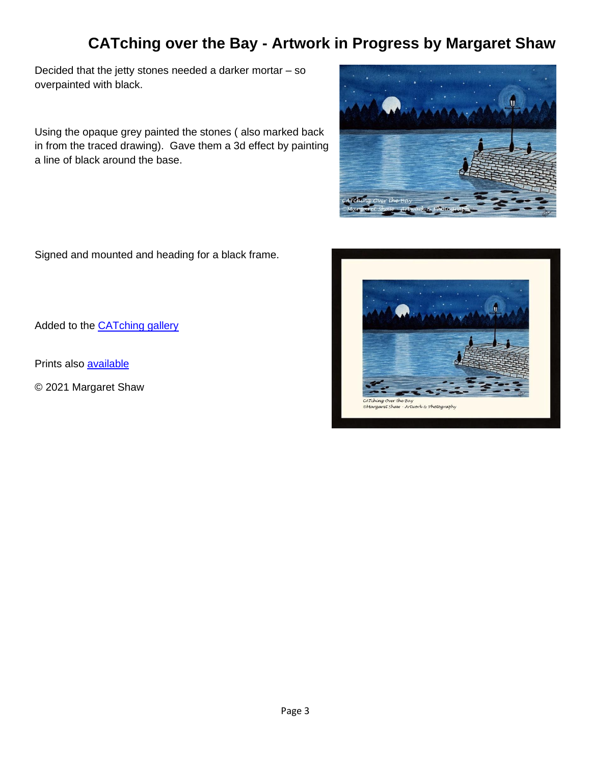# CATching over the Bay - Artwork in Progress by Margaret Shaw

Decided that the jetty stones needed a darker mortar – so overpainted with black.

Using the opaque grey painted the stones ( also marked back in from the traced drawing). Gave them a 3d effect by painting a line of black around the base.

Signed and mounted and heading for a black frame.

Added to the [CATching gallery](#)

Prints also [available](#)

© 2021 Margaret Shaw